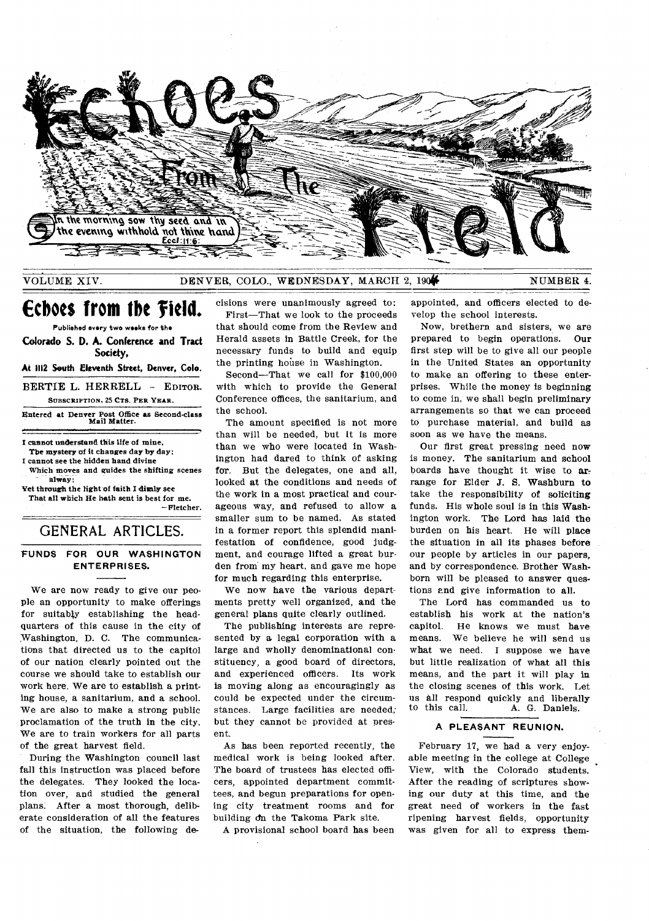# Echoes From The Field

In the morning sow thy seed and in the evening withhold not thine hand. Eccl. 11:6.

VOLUME XIV. DENVER, COLO., WEDNESDAY, MARCH 2, 1904 NUMBER 4.

## Echoes from the Field.

Published every two weeks for the

**Colorado S. D. A. Conference and Tract Society,**

**At 1112 South Eleventh Street, Denver, Colo.**

BERTIE L. HERRELL - EDITOR.

SUBSCRIPTION, 25 CTS. PER YEAR.

Entered at Denver Post Office as Second-class Mail Matter.

I cannot understand this life of mine,
The mystery of it changes day by day;
I cannot see the hidden hand divine
Which moves and guides the shifting scenes alway;
Yet through the light of faith I dimly see
That all which He hath sent is best for me.
—Fletcher.

## GENERAL ARTICLES.

### FUNDS FOR OUR WASHINGTON ENTERPRISES.

We are now ready to give our people an opportunity to make offerings for suitably establishing the headquarters of this cause in the city of Washington, D. C. The communications that directed us to the capitol of our nation clearly pointed out the course we should take to establish our work here. We are to establish a printing house, a sanitarium, and a school. We are also to make a strong public proclamation of the truth in the city. We are to train workers for all parts of the great harvest field.

During the Washington council last fall this instruction was placed before the delegates. They looked the location over, and studied the general plans. After a most thorough, deliberate consideration of all the features of the situation, the following decisions were unanimously agreed to:

First—That we look to the proceeds that should come from the Review and Herald assets in Battle Creek, for the necessary funds to build and equip the printing house in Washington.

Second—That we call for $100,000 with which to provide the General Conference offices, the sanitarium, and the school.

The amount specified is not more than will be needed, but it is more than we who were located in Washington had dared to think of asking for. But the delegates, one and all, looked at the conditions and needs of the work in a most practical and courageous way, and refused to allow a smaller sum to be named. As stated in a former report this splendid manifestation of confidence, good judgment, and courage lifted a great burden from my heart, and gave me hope for much regarding this enterprise.

We now have the various departments pretty well organized, and the general plans quite clearly outlined.

The publishing interests are represented by a legal corporation with a large and wholly denominational constituency, a good board of directors, and experienced officers. Its work is moving along as encouragingly as could be expected under the circumstances. Large facilities are needed; but they cannot be provided at present.

As has been reported recently, the medical work is being looked after. The board of trustees has elected officers, appointed department committees, and begun preparations for opening city treatment rooms and for building on the Takoma Park site.

A provisional school board has been appointed, and officers elected to develop the school interests.

Now, brethern and sisters, we are prepared to begin operations. Our first step will be to give all our people in the United States an opportunity to make an offering to these enterprises. While the money is beginning to come in, we shall begin preliminary arrangements so that we can proceed to purchase material, and build as soon as we have the means.

Our first great pressing need now is money. The sanitarium and school boards have thought it wise to arrange for Elder J. S. Washburn to take the responsibility of soliciting funds. His whole soul is in this Washington work. The Lord has laid the burden on his heart. He will place the situation in all its phases before our people by articles in our papers, and by correspondence. Brother Washborn will be pleased to answer questions and give information to all.

The Lord has commanded us to establish his work at the nation's capitol. He knows we must have means. We believe he will send us what we need. I suppose we have but little realization of what all this means, and the part it will play in the closing scenes of this work. Let us all respond quickly and liberally to this call. A. G. Daniels.

### A PLEASANT REUNION.

February 17, we had a very enjoyable meeting in the college at College View, with the Colorado students. After the reading of scriptures showing our duty at this time, and the great need of workers in the fast ripening harvest fields, opportunity was given for all to express them-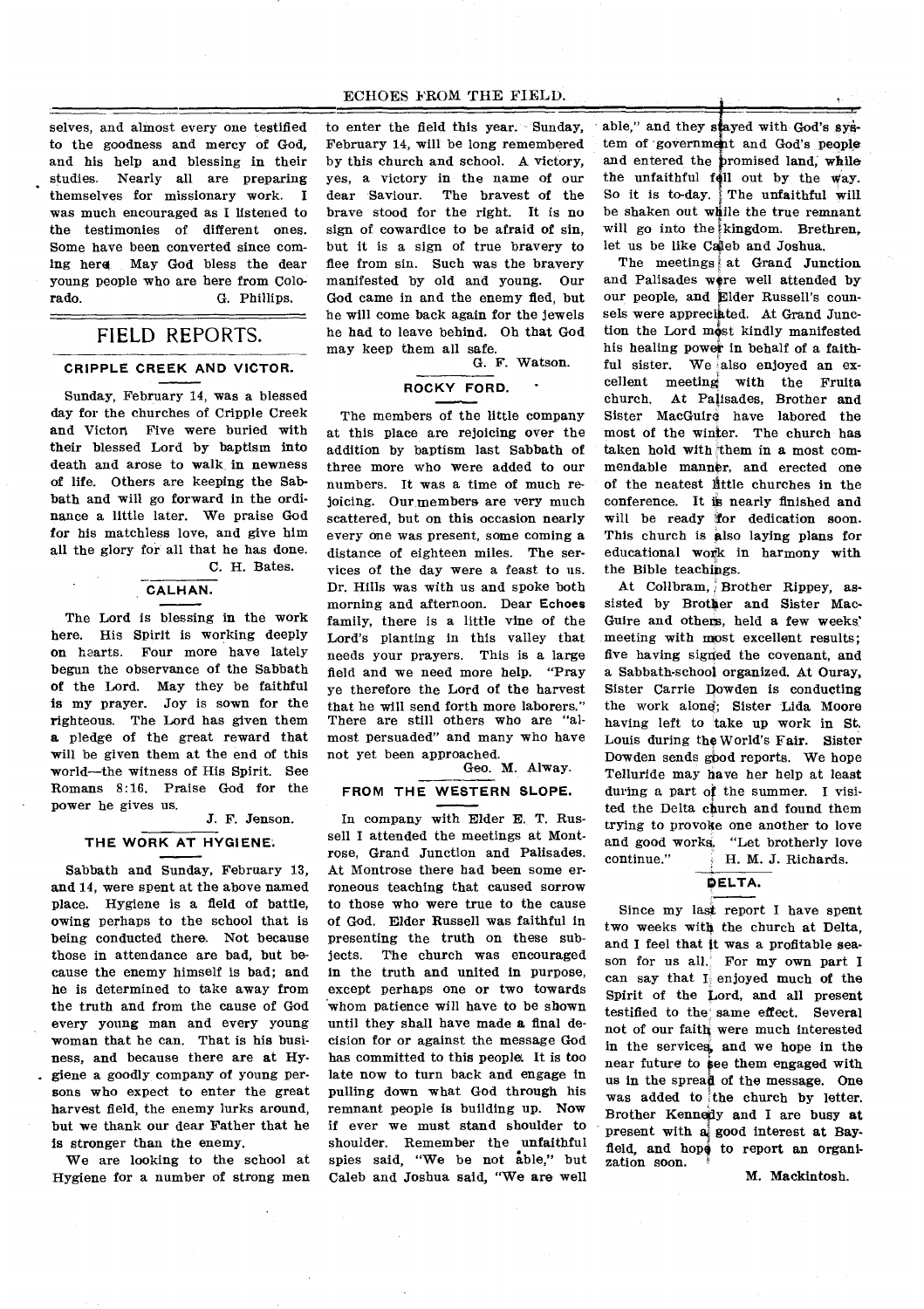selves, and almost every one testified to the goodness and mercy of God, and his help and blessing in their studies. Nearly all are preparing themselves for missionary work. I was much encouraged as I listened to the testimonies of different ones. Some have been converted since coming here. May God bless the dear young people who are here from Colorado.

G. Phillips.

## FIELD REPORTS.

### CRIPPLE CREEK AND VICTOR.

Sunday, February 14, was a blessed day for the churches of Cripple Creek and Victor. Five were buried with their blessed Lord by baptism into death and arose to walk in newness of life. Others are keeping the Sabbath and will go forward in the ordinance a little later. We praise God for his matchless love, and give him all the glory for all that he has done.

C. H. Bates.

### CALHAN.

The Lord is blessing in the work here. His Spirit is working deeply on hearts. Four more have lately begun the observance of the Sabbath of the Lord. May they be faithful is my prayer. Joy is sown for the righteous. The Lord has given them a pledge of the great reward that will be given them at the end of this world—the witness of His Spirit. See Romans 8:16. Praise God for the power he gives us.

J. F. Jenson.

### THE WORK AT HYGIENE.

Sabbath and Sunday, February 13, and 14, were spent at the above named place. Hygiene is a field of battle, owing perhaps to the school that is being conducted there. Not because those in attendance are bad, but because the enemy himself is bad; and he is determined to take away from the truth and from the cause of God every young man and every young woman that he can. That is his business, and because there are at Hygiene a goodly company of young persons who expect to enter the great harvest field, the enemy lurks around, but we thank our dear Father that he is stronger than the enemy.

We are looking to the school at Hygiene for a number of strong men to enter the field this year. Sunday, February 14, will be long remembered by this church and school. A victory, yes, a victory in the name of our dear Saviour. The bravest of the brave stood for the right. It is no sign of cowardice to be afraid of sin, but it is a sign of true bravery to flee from sin. Such was the bravery manifested by old and young. Our God came in and the enemy fled, but he will come back again for the jewels he had to leave behind. Oh that God may keep them all safe.

G. F. Watson.

### ROCKY FORD.

The members of the little company at this place are rejoicing over the addition by baptism last Sabbath of three more who were added to our numbers. It was a time of much rejoicing. Our members are very much scattered, but on this occasion nearly every one was present, some coming a distance of eighteen miles. The services of the day were a feast to us. Dr. Hills was with us and spoke both morning and afternoon. Dear Echoes family, there is a little vine of the Lord's planting in this valley that needs your prayers. This is a large field and we need more help. "Pray ye therefore the Lord of the harvest that he will send forth more laborers." There are still others who are "almost persuaded" and many who have not yet been approached.

Geo. M. Alway.

### FROM THE WESTERN SLOPE.

In company with Elder E. T. Russell I attended the meetings at Montrose, Grand Junction and Palisades. At Montrose there had been some erroneous teaching that caused sorrow to those who were true to the cause of God. Elder Russell was faithful in presenting the truth on these subjects. The church was encouraged in the truth and united in purpose, except perhaps one or two towards whom patience will have to be shown until they shall have made a final decision for or against the message God has committed to this people. It is too late now to turn back and engage in pulling down what God through his remnant people is building up. Now if ever we must stand shoulder to shoulder. Remember the unfaithful spies said, "We be not able," but Caleb and Joshua said, "We are well able," and they stayed with God's system of government and God's people and entered the promised land, while the unfaithful fell out by the way. So it is to-day. The unfaithful will be shaken out while the true remnant will go into the kingdom. Brethren, let us be like Caleb and Joshua.

The meetings at Grand Junction and Palisades were well attended by our people, and Elder Russell's counsels were appreciated. At Grand Junction the Lord most kindly manifested his healing power in behalf of a faithful sister. We also enjoyed an excellent meeting with the Fruita church. At Palisades, Brother and Sister MacGuire have labored the most of the winter. The church has taken hold with them in a most commendable manner, and erected one of the neatest little churches in the conference. It is nearly finished and will be ready for dedication soon. This church is also laying plans for educational work in harmony with the Bible teachings.

At Collbran, Brother Rippey, assisted by Brother and Sister MacGuire and others, held a few weeks' meeting with most excellent results; five having signed the covenant, and a Sabbath-school organized. At Ouray, Sister Carrie Dowden is conducting the work alone; Sister Lida Moore having left to take up work in St. Louis during the World's Fair. Sister Dowden sends good reports. We hope Telluride may have her help at least during a part of the summer. I visited the Delta church and found them trying to provoke one another to love and good works. "Let brotherly love continue."

H. M. J. Richards.

### DELTA.

Since my last report I have spent two weeks with the church at Delta, and I feel that it was a profitable season for us all. For my own part I can say that I enjoyed much of the Spirit of the Lord, and all present testified to the same effect. Several not of our faith were much interested in the services, and we hope in the near future to see them engaged with us in the spread of the message. One was added to the church by letter. Brother Kennedy and I are busy at present with a good interest at Bayfield, and hope to report an organization soon.

M. Mackintosh.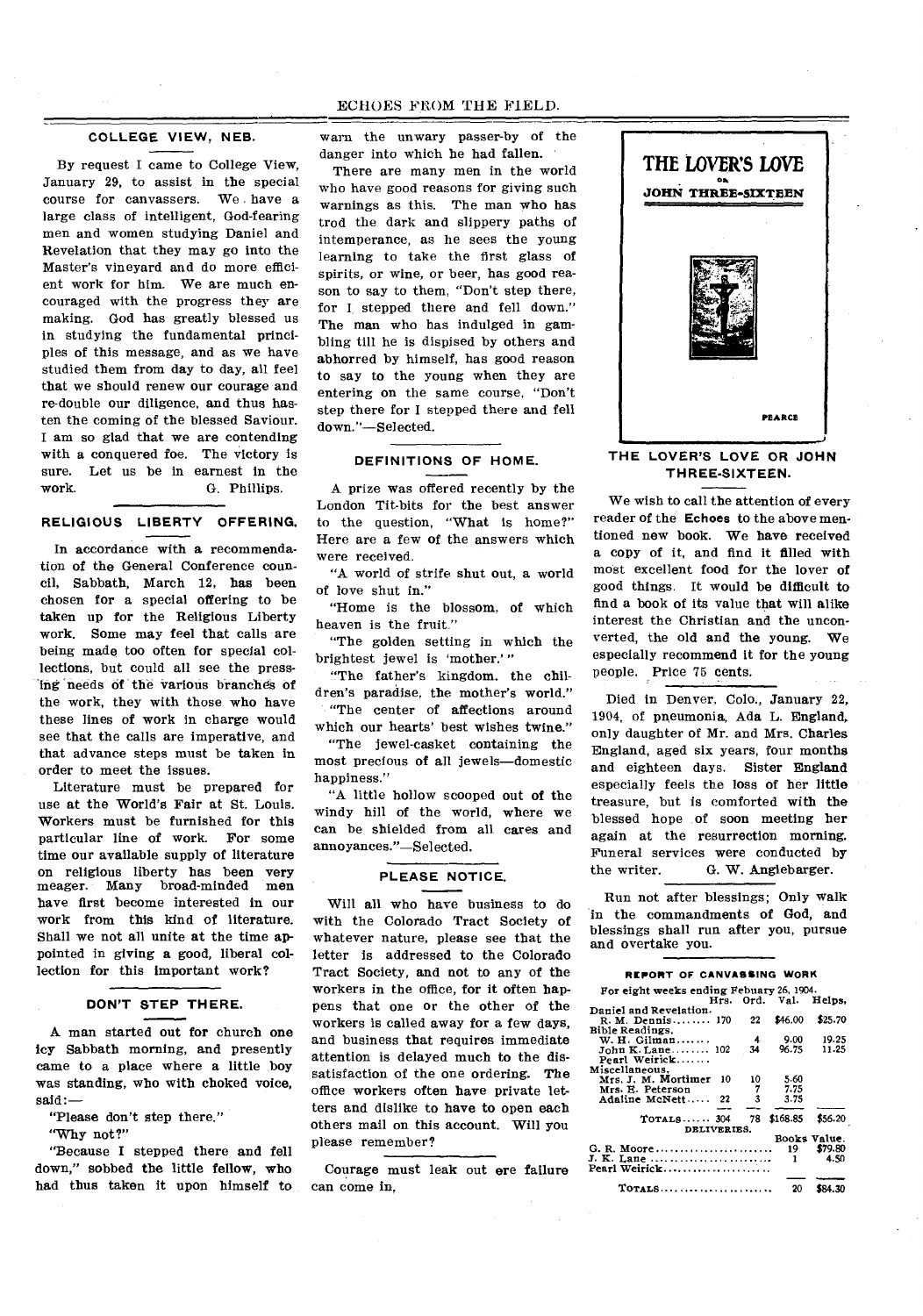## COLLEGE VIEW, NEB.

By request I came to College View, January 29, to assist in the special course for canvassers. We have a large class of intelligent, God-fearing men and women studying Daniel and Revelation that they may go into the Master's vineyard and do more efficient work for him. We are much encouraged with the progress they are making. God has greatly blessed us in studying the fundamental principles of this message, and as we have studied them from day to day, all feel that we should renew our courage and re-double our diligence, and thus hasten the coming of the blessed Saviour. I am so glad that we are contending with a conquered foe. The victory is sure. Let us be in earnest in the work. G. Phillips.

## RELIGIOUS LIBERTY OFFERING.

In accordance with a recommendation of the General Conference council, Sabbath, March 12, has been chosen for a special offering to be taken up for the Religious Liberty work. Some may feel that calls are being made too often for special collections, but could all see the pressing needs of the various branches of the work, they with those who have these lines of work in charge would see that the calls are imperative, and that advance steps must be taken in order to meet the issues.

Literature must be prepared for use at the World's Fair at St. Louis. Workers must be furnished for this particular line of work. For some time our available supply of literature on religious liberty has been very meager. Many broad-minded men have first become interested in our work from this kind of literature. Shall we not all unite at the time appointed in giving a good, liberal collection for this important work?

## DON'T STEP THERE.

A man started out for church one icy Sabbath morning, and presently came to a place where a little boy was standing, who with choked voice, said:—

"Please don't step there."

"Why not?"

"Because I stepped there and fell down," sobbed the little fellow, who had thus taken it upon himself to warn the unwary passer-by of the danger into which he had fallen.

There are many men in the world who have good reasons for giving such warnings as this. The man who has trod the dark and slippery paths of intemperance, as he sees the young learning to take the first glass of spirits, or wine, or beer, has good reason to say to them, "Don't step there, for I stepped there and fell down." The man who has indulged in gambling till he is dispised by others and abhorred by himself, has good reason to say to the young when they are entering on the same course, "Don't step there for I stepped there and fell down."—Selected.

## DEFINITIONS OF HOME.

A prize was offered recently by the London Tit-bits for the best answer to the question, "What is home?" Here are a few of the answers which were received.

"A world of strife shut out, a world of love shut in."

"Home is the blossom, of which heaven is the fruit."

"The golden setting in which the brightest jewel is 'mother.'"

"The father's kingdom, the children's paradise, the mother's world."

"The center of affections around which our hearts' best wishes twine."

"The jewel-casket containing the most precious of all jewels—domestic happiness."

"A little hollow scooped out of the windy hill of the world, where we can be shielded from all cares and annoyances."—Selected.

## PLEASE NOTICE.

Will all who have business to do with the Colorado Tract Society of whatever nature, please see that the letter is addressed to the Colorado Tract Society, and not to any of the workers in the office, for it often happens that one or the other of the workers is called away for a few days, and business that requires immediate attention is delayed much to the dissatisfaction of the one ordering. The office workers often have private letters and dislike to have to open each others mail on this account. Will you please remember?

Courage must leak out ere failure can come in.

THE LOVER'S LOVE OR JOHN THREE-SIXTEEN

PEARCE

## THE LOVER'S LOVE OR JOHN THREE-SIXTEEN.

We wish to call the attention of every reader of the Echoes to the above mentioned new book. We have received a copy of it, and find it filled with most excellent food for the lover of good things. It would be difficult to find a book of its value that will alike interest the Christian and the unconverted, the old and the young. We especially recommend it for the young people. Price 75 cents.

Died in Denver, Colo., January 22, 1904, of pneumonia, Ada L. England, only daughter of Mr. and Mrs. Charles England, aged six years, four months and eighteen days. Sister England especially feels the loss of her little treasure, but is comforted with the blessed hope of soon meeting her again at the resurrection morning. Funeral services were conducted by the writer. G. W. Anglebarger.

Run not after blessings; Only walk in the commandments of God, and blessings shall run after you, pursue and overtake you.

## REPORT OF CANVASSING WORK

For eight weeks ending Febuary 26, 1904.

| | Hrs. | Ord. | Val. | Helps. |
|---|---|---|---|---|
| Daniel and Revelation. | | | | |
| R. M. Dennis | 170 | 22 | $46.00 | $25.70 |
| Bible Readings. | | | | |
| W. H. Gilman | | 4 | 9.00 | 19.25 |
| John K. Lane | 102 | 34 | 96.75 | 11.25 |
| Pearl Weirick | | | | |
| Miscellaneous. | | | | |
| Mrs. J. M. Mortimer | 10 | 10 | 5.60 | |
| Mrs. H. Peterson | | 7 | 7.75 | |
| Adaline McNett | 22 | 3 | 3.75 | |
| TOTALS | 304 | 78 | $168.85 | $56.20 |

DELIVERIES.

| | Books | Value. |
|---|---|---|
| G. R. Moore | 19 | $79.80 |
| J. K. Lane | 1 | 4.50 |
| Pearl Weirick | | |
| TOTALS | 20 | $84.30 |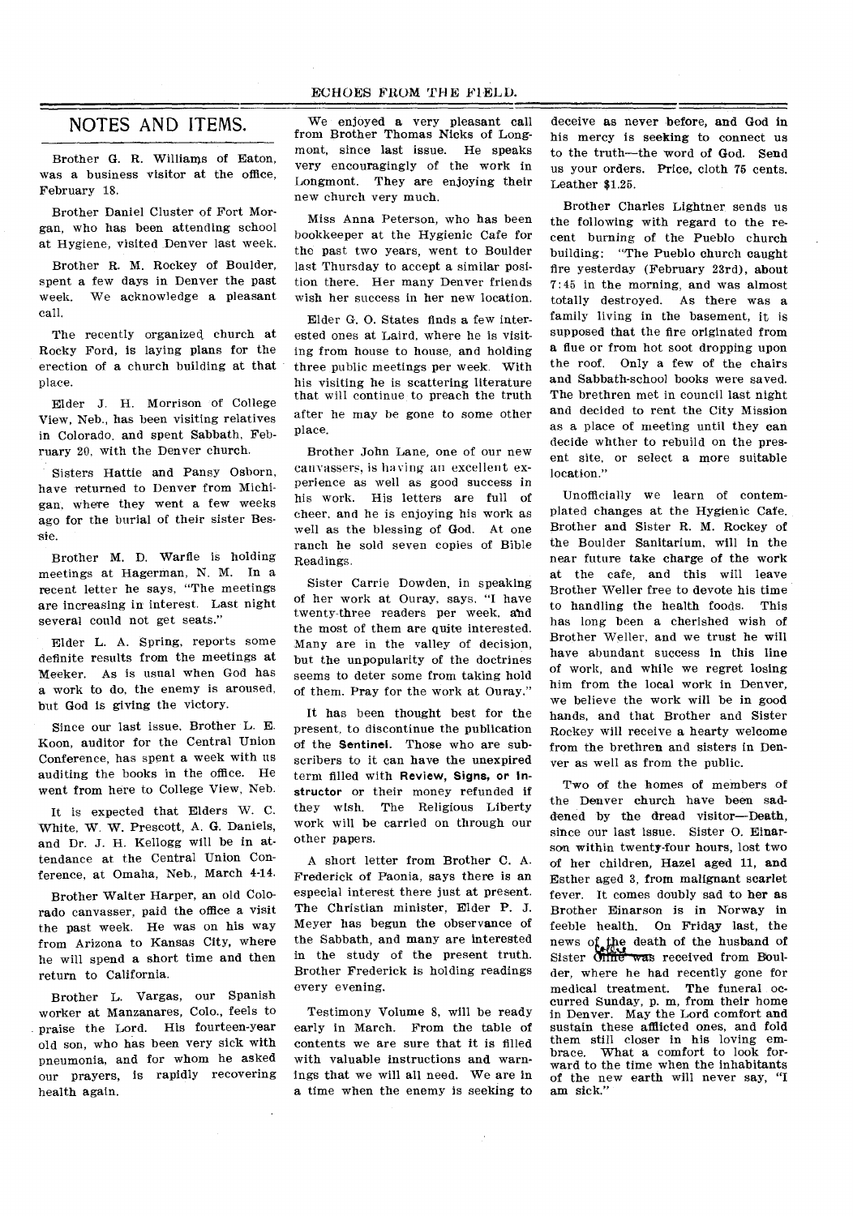## NOTES AND ITEMS.

Brother G. R. Williams of Eaton, was a business visitor at the office, February 18.

Brother Daniel Cluster of Fort Morgan, who has been attending school at Hygiene, visited Denver last week.

Brother R. M. Rockey of Boulder, spent a few days in Denver the past week. We acknowledge a pleasant call.

The recently organized church at Rocky Ford, is laying plans for the erection of a church building at that place.

Elder J. H. Morrison of College View, Neb., has been visiting relatives in Colorado, and spent Sabbath, February 20, with the Denver church.

Sisters Hattie and Pansy Osborn, have returned to Denver from Michigan, where they went a few weeks ago for the burial of their sister Bessie.

Brother M. D. Warfle is holding meetings at Hagerman, N. M. In a recent letter he says, "The meetings are increasing in interest. Last night several could not get seats."

Elder L. A. Spring, reports some definite results from the meetings at Meeker. As is usual when God has a work to do, the enemy is aroused, but God is giving the victory.

Since our last issue, Brother L. E. Koon, auditor for the Central Union Conference, has spent a week with us auditing the books in the office. He went from here to College View, Neb.

It is expected that Elders W. C. White, W. W. Prescott, A. G. Daniels, and Dr. J. H. Kellogg will be in attendance at the Central Union Conference, at Omaha, Neb., March 4-14.

Brother Walter Harper, an old Colorado canvasser, paid the office a visit the past week. He was on his way from Arizona to Kansas City, where he will spend a short time and then return to California.

Brother L. Vargas, our Spanish worker at Manzanares, Colo., feels to praise the Lord. His fourteen-year old son, who has been very sick with pneumonia, and for whom he asked our prayers, is rapidly recovering health again.

We enjoyed a very pleasant call from Brother Thomas Nicks of Longmont, since last issue. He speaks very encouragingly of the work in Longmont. They are enjoying their new church very much.

Miss Anna Peterson, who has been bookkeeper at the Hygienic Cafe for the past two years, went to Boulder last Thursday to accept a similar position there. Her many Denver friends wish her success in her new location.

Elder G. O. States finds a few interested ones at Laird, where he is visiting from house to house, and holding three public meetings per week. With his visiting he is scattering literature that will continue to preach the truth after he may be gone to some other place.

Brother John Lane, one of our new canvassers, is having an excellent experience as well as good success in his work. His letters are full of cheer, and he is enjoying his work as well as the blessing of God. At one ranch he sold seven copies of Bible Readings.

Sister Carrie Dowden, in speaking of her work at Ouray, says, "I have twenty-three readers per week, and the most of them are quite interested. Many are in the valley of decision, but the unpopularity of the doctrines seems to deter some from taking hold of them. Pray for the work at Ouray."

It has been thought best for the present, to discontinue the publication of the **Sentinel**. Those who are subscribers to it can have the unexpired term filled with **Review, Signs, or Instructor** or their money refunded if they wish. The Religious Liberty work will be carried on through our other papers.

A short letter from Brother C. A. Frederick of Paonia, says there is an especial interest there just at present. The Christian minister, Elder P. J. Meyer has begun the observance of the Sabbath, and many are interested in the study of the present truth. Brother Frederick is holding readings every evening.

Testimony Volume 8, will be ready early in March. From the table of contents we are sure that it is filled with valuable instructions and warnings that we will all need. We are in a time when the enemy is seeking to deceive as never before, and God in his mercy is seeking to connect us to the truth—the word of God. Send us your orders. Price, cloth 75 cents. Leather $1.25.

Brother Charles Lightner sends us the following with regard to the recent burning of the Pueblo church building: "The Pueblo church caught fire yesterday (February 23rd), about 7:45 in the morning, and was almost totally destroyed. As there was a family living in the basement, it is supposed that the fire originated from a flue or from hot soot dropping upon the roof. Only a few of the chairs and Sabbath-school books were saved. The brethren met in council last night and decided to rent the City Mission as a place of meeting until they can decide whther to rebuild on the present site, or select a more suitable location."

Unofficially we learn of contemplated changes at the Hygienic Cafe. Brother and Sister R. M. Rockey of the Boulder Sanitarium, will in the near future take charge of the work at the cafe, and this will leave Brother Weller free to devote his time to handling the health foods. This has long been a cherished wish of Brother Weller, and we trust he will have abundant success in this line of work, and while we regret losing him from the local work in Denver, we believe the work will be in good hands, and that Brother and Sister Rockey will receive a hearty welcome from the brethren and sisters in Denver as well as from the public.

Two of the homes of members of the Denver church have been saddened by the dread visitor—Death, since our last issue. Sister O. Einarson within twenty-four hours, lost two of her children, Hazel aged 11, and Esther aged 3, from malignant scarlet fever. It comes doubly sad to her as Brother Einarson is in Norway in feeble health. On Friday last, the news of the death of the husband of Sister Celia was received from Boulder, where he had recently gone for medical treatment. The funeral occurred Sunday, p. m, from their home in Denver. May the Lord comfort and sustain these afflicted ones, and fold them still closer in his loving embrace. What a comfort to look forward to the time when the inhabitants of the new earth will never say, "I am sick."